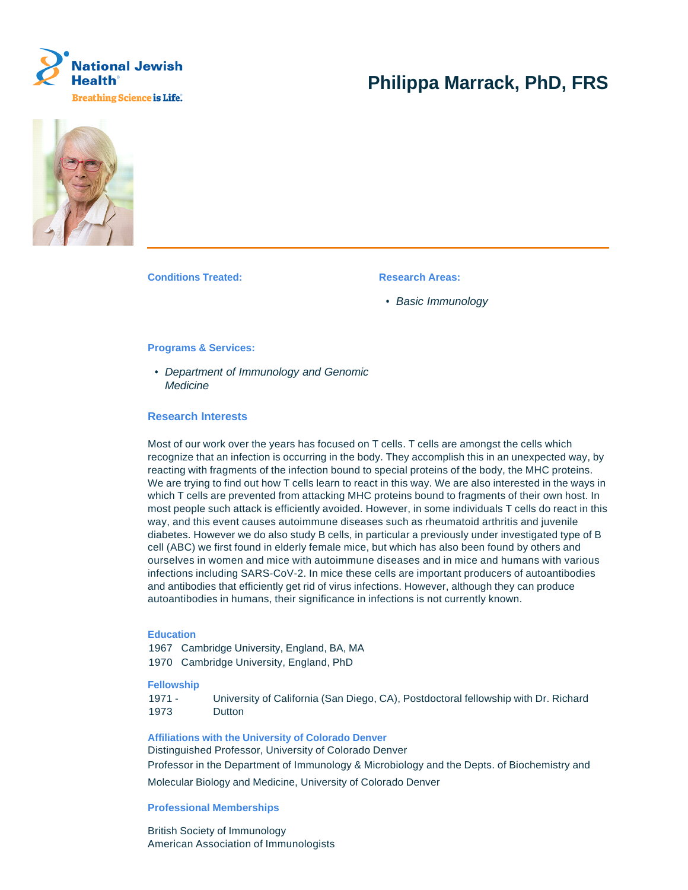# Philippa Marrack, PhD, FRS

**Conditions Treated:**

**Research Areas:**

- *Basic Immunology*

**Programs & Services:**

- *Department of Immunology and Genomic Medicine*

## Research Interests

Most of our work over the years has focused on T cells. T cells are amongst the cells which recognize that an infection is occurring in the body. They accomplish this in an unexpected way, by reacting with fragments of the infection bound to special proteins of the body, the MHC proteins. We are trying to find out how T cells learn to react in this way. We are also interested in the ways in which T cells are prevented from attacking MHC proteins bound to fragments of their own host. In most people such attack is efficiently avoided. However, in some individuals T cells do react in this way, and this event causes autoimmune diseases such as rheumatoid arthritis and juvenile diabetes. However we do also study B cells, in particular a previously under investigated type of B cell (ABC) we first found in elderly female mice, but which has also been found by others and ourselves in women and mice with autoimmune diseases and in mice and humans with various infections including SARS-CoV-2. In mice these cells are important producers of autoantibodies and antibodies that efficiently get rid of virus infections. However, although they can produce autoantibodies in humans, their significance in infections is not currently known.

### Education

1967 Cambridge University, England, BA, MA
1970 Cambridge University, England, PhD

### Fellowship

1971 - 1973 University of California (San Diego, CA), Postdoctoral fellowship with Dr. Richard Dutton

### Affiliations with the University of Colorado Denver

Distinguished Professor, University of Colorado Denver

Professor in the Department of Immunology & Microbiology and the Depts. of Biochemistry and Molecular Biology and Medicine, University of Colorado Denver

### Professional Memberships

British Society of Immunology
American Association of Immunologists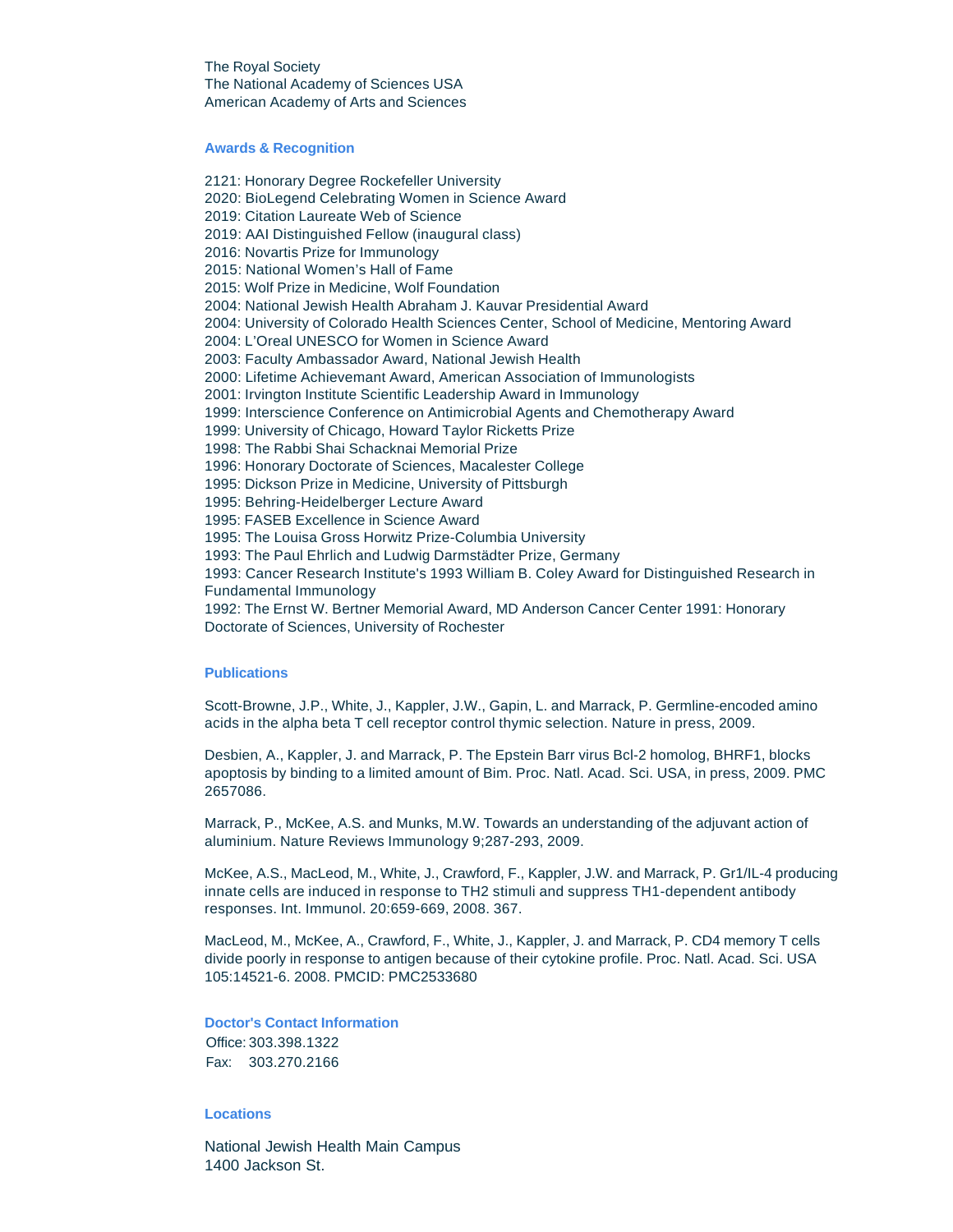The Royal Society
The National Academy of Sciences USA
American Academy of Arts and Sciences

### Awards & Recognition

2121: Honorary Degree Rockefeller University
2020: BioLegend Celebrating Women in Science Award
2019: Citation Laureate Web of Science
2019: AAI Distinguished Fellow (inaugural class)
2016: Novartis Prize for Immunology
2015: National Women's Hall of Fame
2015: Wolf Prize in Medicine, Wolf Foundation
2004: National Jewish Health Abraham J. Kauvar Presidential Award
2004: University of Colorado Health Sciences Center, School of Medicine, Mentoring Award
2004: L'Oreal UNESCO for Women in Science Award
2003: Faculty Ambassador Award, National Jewish Health
2000: Lifetime Achievemant Award, American Association of Immunologists
2001: Irvington Institute Scientific Leadership Award in Immunology
1999: Interscience Conference on Antimicrobial Agents and Chemotherapy Award
1999: University of Chicago, Howard Taylor Ricketts Prize
1998: The Rabbi Shai Schacknai Memorial Prize
1996: Honorary Doctorate of Sciences, Macalester College
1995: Dickson Prize in Medicine, University of Pittsburgh
1995: Behring-Heidelberger Lecture Award
1995: FASEB Excellence in Science Award
1995: The Louisa Gross Horwitz Prize-Columbia University
1993: The Paul Ehrlich and Ludwig Darmstädter Prize, Germany
1993: Cancer Research Institute's 1993 William B. Coley Award for Distinguished Research in Fundamental Immunology
1992: The Ernst W. Bertner Memorial Award, MD Anderson Cancer Center 1991: Honorary Doctorate of Sciences, University of Rochester

### Publications

Scott-Browne, J.P., White, J., Kappler, J.W., Gapin, L. and Marrack, P. Germline-encoded amino acids in the alpha beta T cell receptor control thymic selection. Nature in press, 2009.

Desbien, A., Kappler, J. and Marrack, P. The Epstein Barr virus Bcl-2 homolog, BHRF1, blocks apoptosis by binding to a limited amount of Bim. Proc. Natl. Acad. Sci. USA, in press, 2009. PMC 2657086.

Marrack, P., McKee, A.S. and Munks, M.W. Towards an understanding of the adjuvant action of aluminium. Nature Reviews Immunology 9;287-293, 2009.

McKee, A.S., MacLeod, M., White, J., Crawford, F., Kappler, J.W. and Marrack, P. Gr1/IL-4 producing innate cells are induced in response to TH2 stimuli and suppress TH1-dependent antibody responses. Int. Immunol. 20:659-669, 2008. 367.

MacLeod, M., McKee, A., Crawford, F., White, J., Kappler, J. and Marrack, P. CD4 memory T cells divide poorly in response to antigen because of their cytokine profile. Proc. Natl. Acad. Sci. USA 105:14521-6. 2008. PMCID: PMC2533680

### Doctor's Contact Information

Office: 303.398.1322
Fax: 303.270.2166

### Locations

National Jewish Health Main Campus
1400 Jackson St.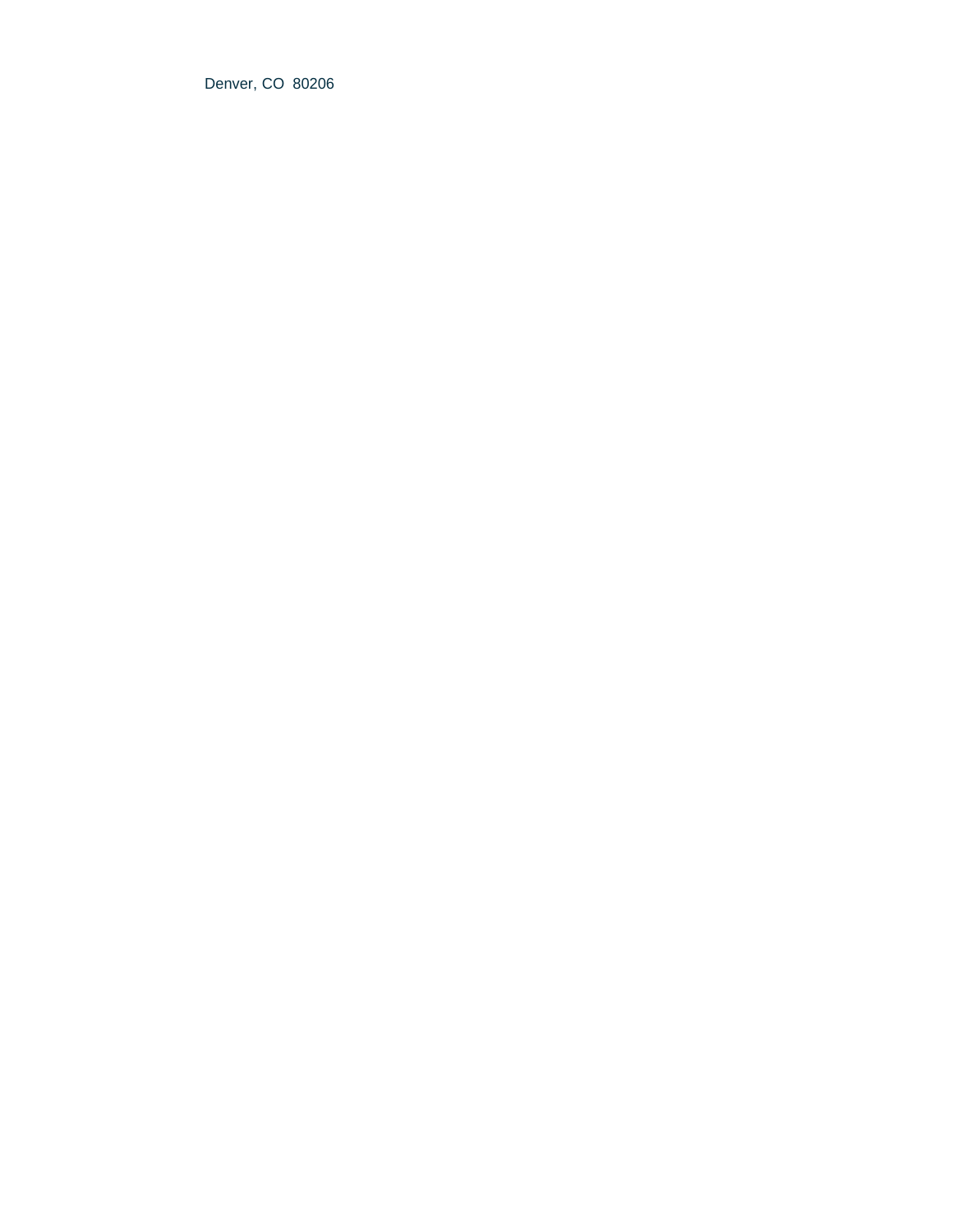Denver, CO  80206